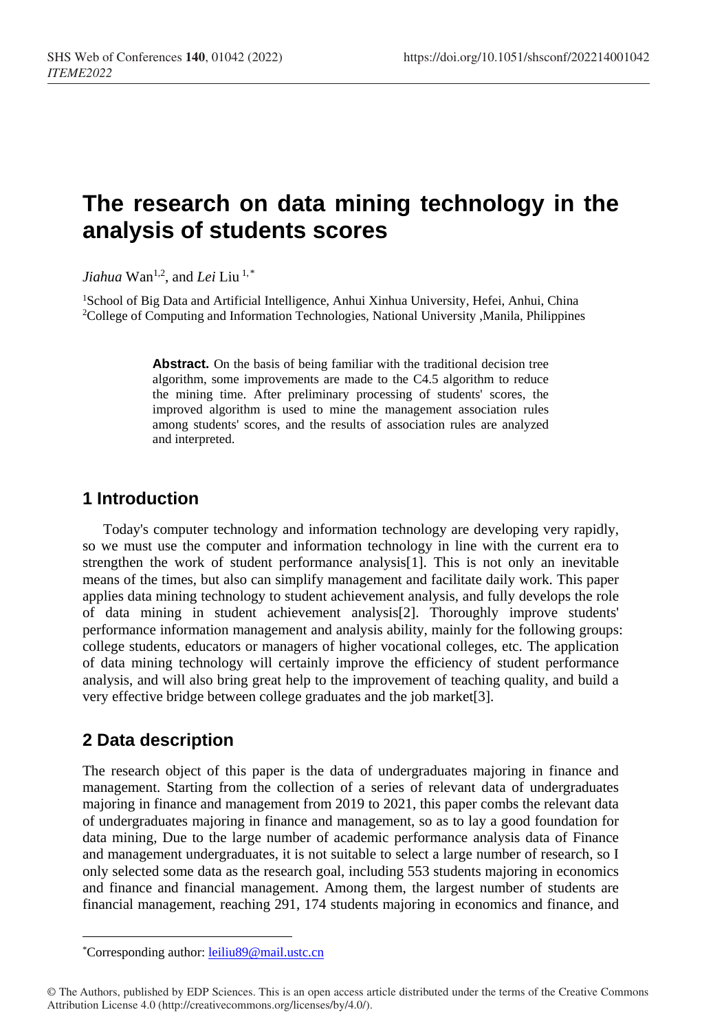# The research on data mining technology in the analysis of students scores

*Jiahua* Wan[1,2], and *Lei* Liu [1,*]

[1]School of Big Data and Artificial Intelligence, Anhui Xinhua University, Hefei, Anhui, China
[2]College of Computing and Information Technologies, National University ,Manila, Philippines

> **Abstract.** On the basis of being familiar with the traditional decision tree algorithm, some improvements are made to the C4.5 algorithm to reduce the mining time. After preliminary processing of students' scores, the improved algorithm is used to mine the management association rules among students' scores, and the results of association rules are analyzed and interpreted.

## 1 Introduction

Today's computer technology and information technology are developing very rapidly, so we must use the computer and information technology in line with the current era to strengthen the work of student performance analysis[1]. This is not only an inevitable means of the times, but also can simplify management and facilitate daily work. This paper applies data mining technology to student achievement analysis, and fully develops the role of data mining in student achievement analysis[2]. Thoroughly improve students' performance information management and analysis ability, mainly for the following groups: college students, educators or managers of higher vocational colleges, etc. The application of data mining technology will certainly improve the efficiency of student performance analysis, and will also bring great help to the improvement of teaching quality, and build a very effective bridge between college graduates and the job market[3].

## 2 Data description

The research object of this paper is the data of undergraduates majoring in finance and management. Starting from the collection of a series of relevant data of undergraduates majoring in finance and management from 2019 to 2021, this paper combs the relevant data of undergraduates majoring in finance and management, so as to lay a good foundation for data mining, Due to the large number of academic performance analysis data of Finance and management undergraduates, it is not suitable to select a large number of research, so I only selected some data as the research goal, including 553 students majoring in economics and finance and financial management. Among them, the largest number of students are financial management, reaching 291, 174 students majoring in economics and finance, and

---

*Corresponding author: leiliu89@mail.ustc.cn

© The Authors, published by EDP Sciences. This is an open access article distributed under the terms of the Creative Commons Attribution License 4.0 (http://creativecommons.org/licenses/by/4.0/).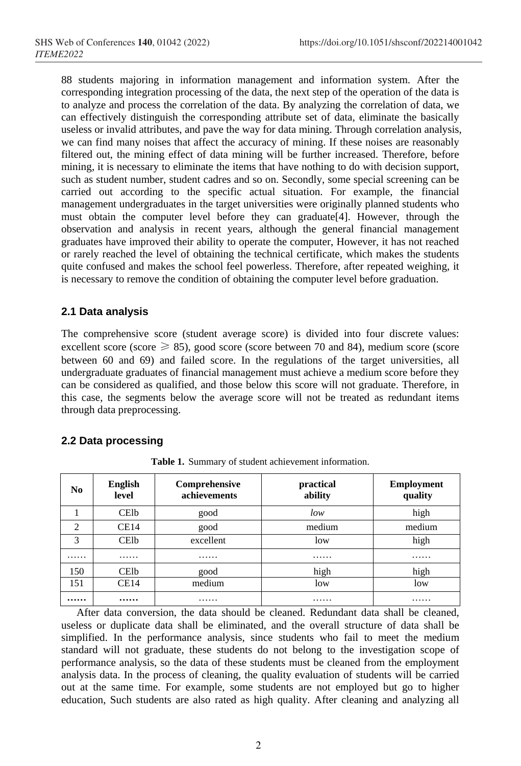88 students majoring in information management and information system. After the corresponding integration processing of the data, the next step of the operation of the data is to analyze and process the correlation of the data. By analyzing the correlation of data, we can effectively distinguish the corresponding attribute set of data, eliminate the basically useless or invalid attributes, and pave the way for data mining. Through correlation analysis, we can find many noises that affect the accuracy of mining. If these noises are reasonably filtered out, the mining effect of data mining will be further increased. Therefore, before mining, it is necessary to eliminate the items that have nothing to do with decision support, such as student number, student cadres and so on. Secondly, some special screening can be carried out according to the specific actual situation. For example, the financial management undergraduates in the target universities were originally planned students who must obtain the computer level before they can graduate[4]. However, through the observation and analysis in recent years, although the general financial management graduates have improved their ability to operate the computer, However, it has not reached or rarely reached the level of obtaining the technical certificate, which makes the students quite confused and makes the school feel powerless. Therefore, after repeated weighing, it is necessary to remove the condition of obtaining the computer level before graduation.

### 2.1 Data analysis

The comprehensive score (student average score) is divided into four discrete values: excellent score (score $\geqslant$ 85), good score (score between 70 and 84), medium score (score between 60 and 69) and failed score. In the regulations of the target universities, all undergraduate graduates of financial management must achieve a medium score before they can be considered as qualified, and those below this score will not graduate. Therefore, in this case, the segments below the average score will not be treated as redundant items through data preprocessing.

### 2.2 Data processing

**Table 1.** Summary of student achievement information.

| No | English level | Comprehensive achievements | practical ability | Employment quality |
|---|---|---|---|---|
| 1 | CElb | good | *low* | high |
| 2 | CE14 | good | medium | medium |
| 3 | CElb | excellent | low | high |
| …… | …… | …… | …… | …… |
| 150 | CElb | good | high | high |
| 151 | CE14 | medium | low | low |
| **……** | **……** | …… | …… | …… |

After data conversion, the data should be cleaned. Redundant data shall be cleaned, useless or duplicate data shall be eliminated, and the overall structure of data shall be simplified. In the performance analysis, since students who fail to meet the medium standard will not graduate, these students do not belong to the investigation scope of performance analysis, so the data of these students must be cleaned from the employment analysis data. In the process of cleaning, the quality evaluation of students will be carried out at the same time. For example, some students are not employed but go to higher education, Such students are also rated as high quality. After cleaning and analyzing all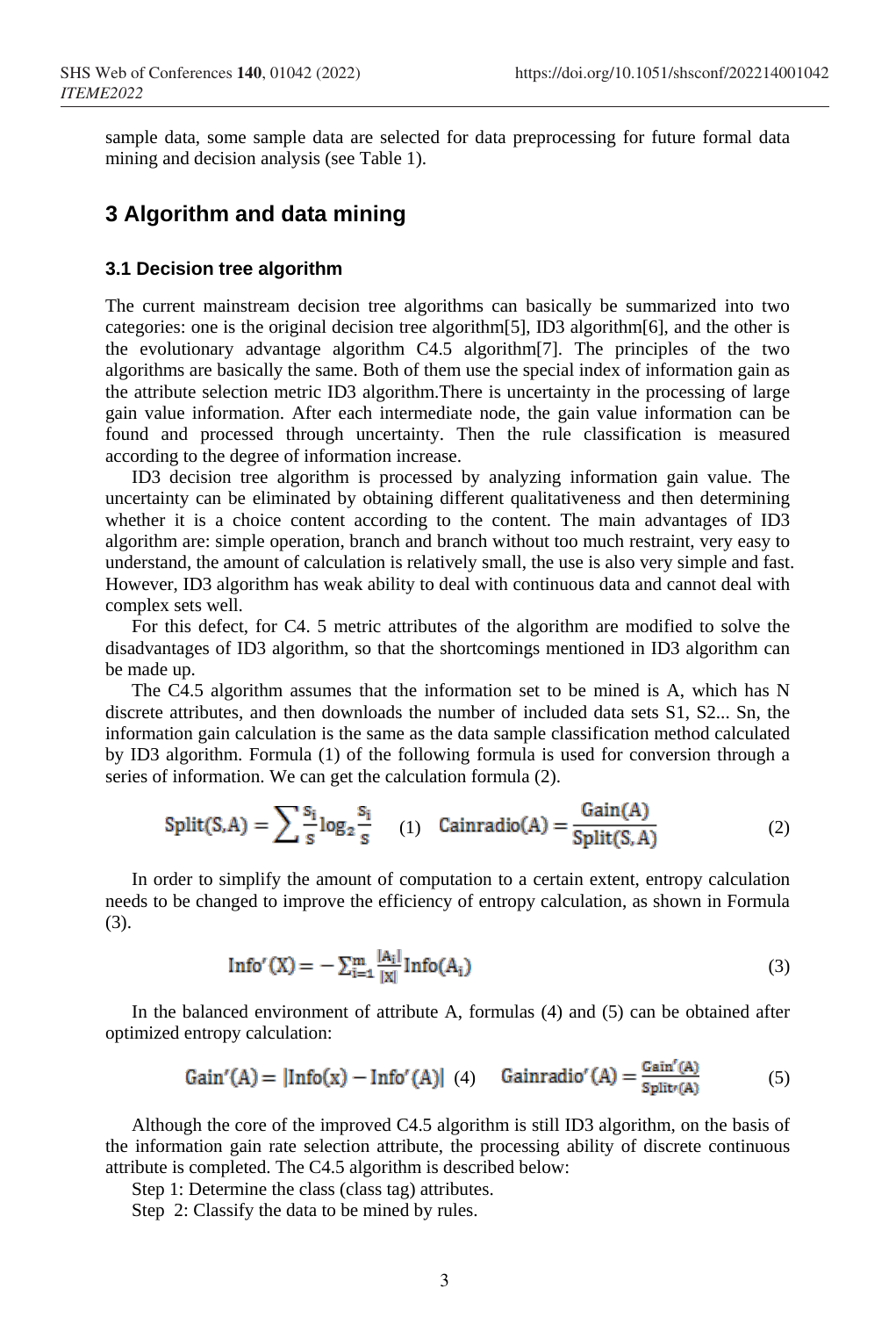sample data, some sample data are selected for data preprocessing for future formal data mining and decision analysis (see Table 1).

## 3 Algorithm and data mining

### 3.1 Decision tree algorithm

The current mainstream decision tree algorithms can basically be summarized into two categories: one is the original decision tree algorithm[5], ID3 algorithm[6], and the other is the evolutionary advantage algorithm C4.5 algorithm[7]. The principles of the two algorithms are basically the same. Both of them use the special index of information gain as the attribute selection metric ID3 algorithm.There is uncertainty in the processing of large gain value information. After each intermediate node, the gain value information can be found and processed through uncertainty. Then the rule classification is measured according to the degree of information increase.

ID3 decision tree algorithm is processed by analyzing information gain value. The uncertainty can be eliminated by obtaining different qualitativeness and then determining whether it is a choice content according to the content. The main advantages of ID3 algorithm are: simple operation, branch and branch without too much restraint, very easy to understand, the amount of calculation is relatively small, the use is also very simple and fast. However, ID3 algorithm has weak ability to deal with continuous data and cannot deal with complex sets well.

For this defect, for C4. 5 metric attributes of the algorithm are modified to solve the disadvantages of ID3 algorithm, so that the shortcomings mentioned in ID3 algorithm can be made up.

The C4.5 algorithm assumes that the information set to be mined is A, which has N discrete attributes, and then downloads the number of included data sets S1, S2... Sn, the information gain calculation is the same as the data sample classification method calculated by ID3 algorithm. Formula (1) of the following formula is used for conversion through a series of information. We can get the calculation formula (2).

$$\mathrm{Split(S,A)} = \sum \frac{s_i}{s}\log_2\frac{s_i}{s} \quad (1) \quad \mathrm{Cainradio(A)} = \frac{\mathrm{Gain(A)}}{\mathrm{Split(S,A)}} \quad (2)$$

In order to simplify the amount of computation to a certain extent, entropy calculation needs to be changed to improve the efficiency of entropy calculation, as shown in Formula (3).

$$\mathrm{Info}'(\mathrm{X}) = -\sum_{i=1}^{m}\frac{|A_i|}{|X|}\mathrm{Info}(A_i) \quad (3)$$

In the balanced environment of attribute A, formulas (4) and (5) can be obtained after optimized entropy calculation:

$$\mathrm{Gain}'(\mathrm{A}) = |\mathrm{Info}(x) - \mathrm{Info}'(\mathrm{A})| \quad (4) \quad \mathrm{Gainradio}'(\mathrm{A}) = \frac{\mathrm{Gain}'(\mathrm{A})}{\mathrm{Split}'(\mathrm{A})} \quad (5)$$

Although the core of the improved C4.5 algorithm is still ID3 algorithm, on the basis of the information gain rate selection attribute, the processing ability of discrete continuous attribute is completed. The C4.5 algorithm is described below:

Step 1: Determine the class (class tag) attributes.

Step 2: Classify the data to be mined by rules.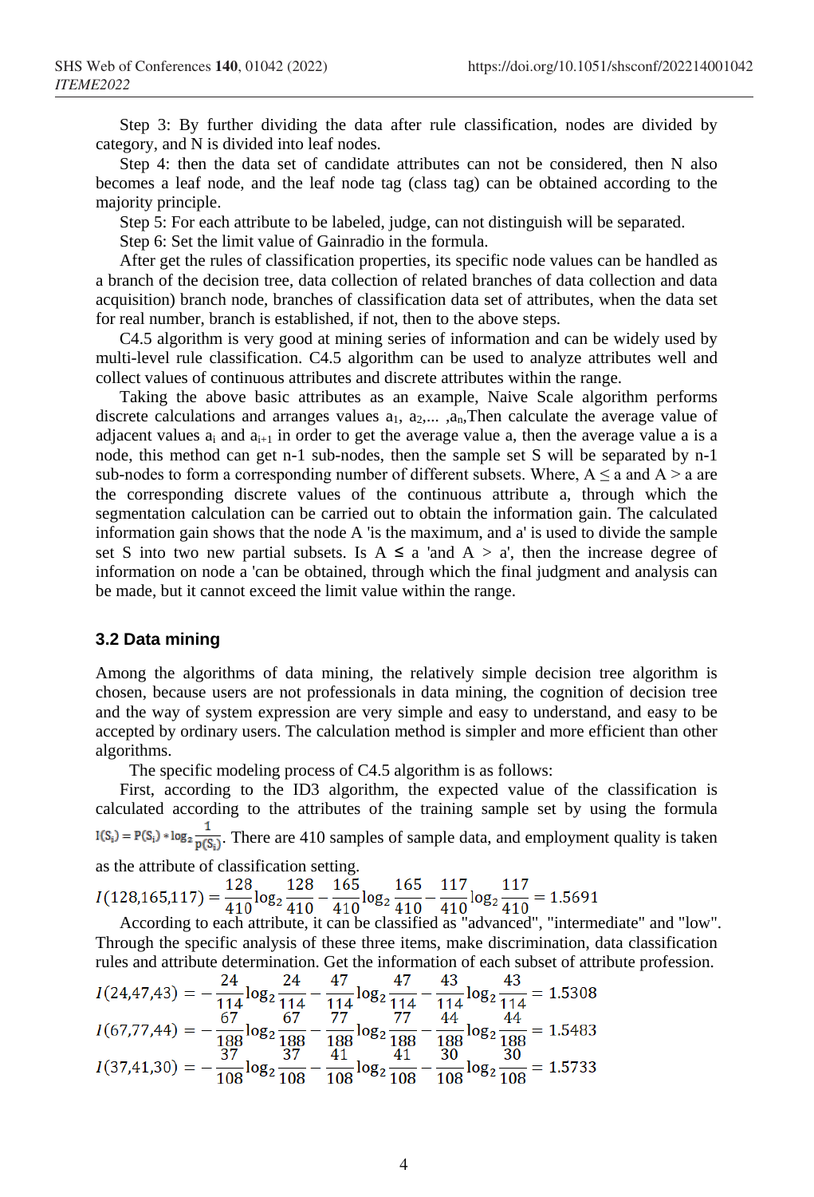Step 3: By further dividing the data after rule classification, nodes are divided by category, and N is divided into leaf nodes.

Step 4: then the data set of candidate attributes can not be considered, then N also becomes a leaf node, and the leaf node tag (class tag) can be obtained according to the majority principle.

Step 5: For each attribute to be labeled, judge, can not distinguish will be separated.

Step 6: Set the limit value of Gainradio in the formula.

After get the rules of classification properties, its specific node values can be handled as a branch of the decision tree, data collection of related branches of data collection and data acquisition) branch node, branches of classification data set of attributes, when the data set for real number, branch is established, if not, then to the above steps.

C4.5 algorithm is very good at mining series of information and can be widely used by multi-level rule classification. C4.5 algorithm can be used to analyze attributes well and collect values of continuous attributes and discrete attributes within the range.

Taking the above basic attributes as an example, Naive Scale algorithm performs discrete calculations and arranges values $a_1$, $a_2$,... ,$a_n$,Then calculate the average value of adjacent values $a_i$ and $a_{i+1}$ in order to get the average value a, then the average value a is a node, this method can get n-1 sub-nodes, then the sample set S will be separated by n-1 sub-nodes to form a corresponding number of different subsets. Where, $A \leq a$ and $A > a$ are the corresponding discrete values of the continuous attribute a, through which the segmentation calculation can be carried out to obtain the information gain. The calculated information gain shows that the node A 'is the maximum, and a' is used to divide the sample set S into two new partial subsets. Is $A \leq a$ 'and $A > a$', then the increase degree of information on node a 'can be obtained, through which the final judgment and analysis can be made, but it cannot exceed the limit value within the range.

## 3.2 Data mining

Among the algorithms of data mining, the relatively simple decision tree algorithm is chosen, because users are not professionals in data mining, the cognition of decision tree and the way of system expression are very simple and easy to understand, and easy to be accepted by ordinary users. The calculation method is simpler and more efficient than other algorithms.

The specific modeling process of C4.5 algorithm is as follows:

First, according to the ID3 algorithm, the expected value of the classification is calculated according to the attributes of the training sample set by using the formula $I(S_i) = P(S_i) * \log_2 \frac{1}{p(S_i)}$. There are 410 samples of sample data, and employment quality is taken as the attribute of classification setting.

$$I(128{,}165{,}117) = \frac{128}{410}\log_2\frac{128}{410} - \frac{165}{410}\log_2\frac{165}{410} - \frac{117}{410}\log_2\frac{117}{410} = 1.5691$$

According to each attribute, it can be classified as "advanced", "intermediate" and "low". Through the specific analysis of these three items, make discrimination, data classification rules and attribute determination. Get the information of each subset of attribute profession.

$$I(24{,}47{,}43) = -\frac{24}{114}\log_2\frac{24}{114} - \frac{47}{114}\log_2\frac{47}{114} - \frac{43}{114}\log_2\frac{43}{114} = 1.5308$$

$$I(67{,}77{,}44) = -\frac{67}{188}\log_2\frac{67}{188} - \frac{77}{188}\log_2\frac{77}{188} - \frac{44}{188}\log_2\frac{44}{188} = 1.5483$$

$$I(37{,}41{,}30) = -\frac{37}{108}\log_2\frac{37}{108} - \frac{41}{108}\log_2\frac{41}{108} - \frac{30}{108}\log_2\frac{30}{108} = 1.5733$$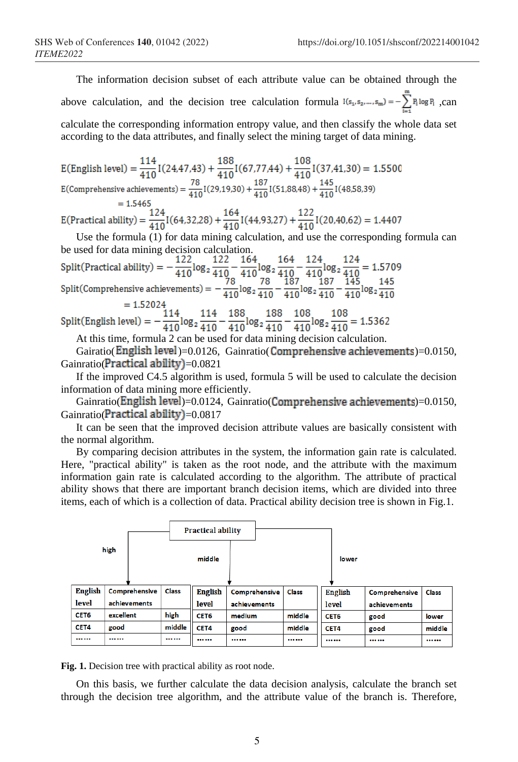The information decision subset of each attribute value can be obtained through the above calculation, and the decision tree calculation formula $I(s_1, s_2, \ldots, s_m) = -\sum_{i=1}^{m} P_i \log P_i$ ,can calculate the corresponding information entropy value, and then classify the whole data set according to the data attributes, and finally select the mining target of data mining.

$$E(\text{English level}) = \frac{114}{410} I(24{,}47{,}43) + \frac{188}{410} I(67{,}77{,}44) + \frac{108}{410} I(37{,}41{,}30) = 1.5500$$

$$E(\text{Comprehensive achievements}) = \frac{78}{410} I(29{,}19{,}30) + \frac{187}{410} I(51{,}88{,}48) + \frac{145}{410} I(48{,}58{,}39)$$
$$= 1.5465$$

$$E(\text{Practical ability}) = \frac{124}{410} I(64{,}32{,}28) + \frac{164}{410} I(44{,}93{,}27) + \frac{122}{410} I(20{,}40{,}62) = 1.4407$$

Use the formula (1) for data mining calculation, and use the corresponding formula can be used for data mining decision calculation.

$$\text{Split}(\text{Practical ability}) = -\frac{122}{410}\log_2\frac{122}{410} - \frac{164}{410}\log_2\frac{164}{410} - \frac{124}{410}\log_2\frac{124}{410} = 1.5709$$

$$\text{Split}(\text{Comprehensive achievements}) = -\frac{78}{410}\log_2\frac{78}{410} - \frac{187}{410}\log_2\frac{187}{410} - \frac{145}{410}\log_2\frac{145}{410}$$
$$= 1.52024$$

$$\text{Split}(\text{English level}) = -\frac{114}{410}\log_2\frac{114}{410} - \frac{188}{410}\log_2\frac{188}{410} - \frac{108}{410}\log_2\frac{108}{410} = 1.5362$$

At this time, formula 2 can be used for data mining decision calculation.

Gairatio(English level)=0.0126, Gainratio(Comprehensive achievements)=0.0150, Gainratio(Practical ability)=0.0821

If the improved C4.5 algorithm is used, formula 5 will be used to calculate the decision information of data mining more efficiently.

Gainratio(English level)=0.0124, Gainratio(Comprehensive achievements)=0.0150, Gainratio(Practical ability)=0.0817

It can be seen that the improved decision attribute values are basically consistent with the normal algorithm.

By comparing decision attributes in the system, the information gain rate is calculated. Here, "practical ability" is taken as the root node, and the attribute with the maximum information gain rate is calculated according to the algorithm. The attribute of practical ability shows that there are important branch decision items, which are divided into three items, each of which is a collection of data. Practical ability decision tree is shown in Fig.1.

Practical ability

high:

| English level | Comprehensive achievements | Class |
|---|---|---|
| CET6 | excellent | high |
| CET4 | good | middle |
| …… | …… | …… |

middle:

| English level | Comprehensive achievements | Class |
|---|---|---|
| CET6 | medium | middle |
| CET4 | good | middle |
| …… | …… | …… |

lower:

| English level | Comprehensive achievements | Class |
|---|---|---|
| CET6 | good | lower |
| CET4 | good | middle |
| …… | …… | …… |

**Fig. 1.** Decision tree with practical ability as root node.

On this basis, we further calculate the data decision analysis, calculate the branch set through the decision tree algorithm, and the attribute value of the branch is. Therefore,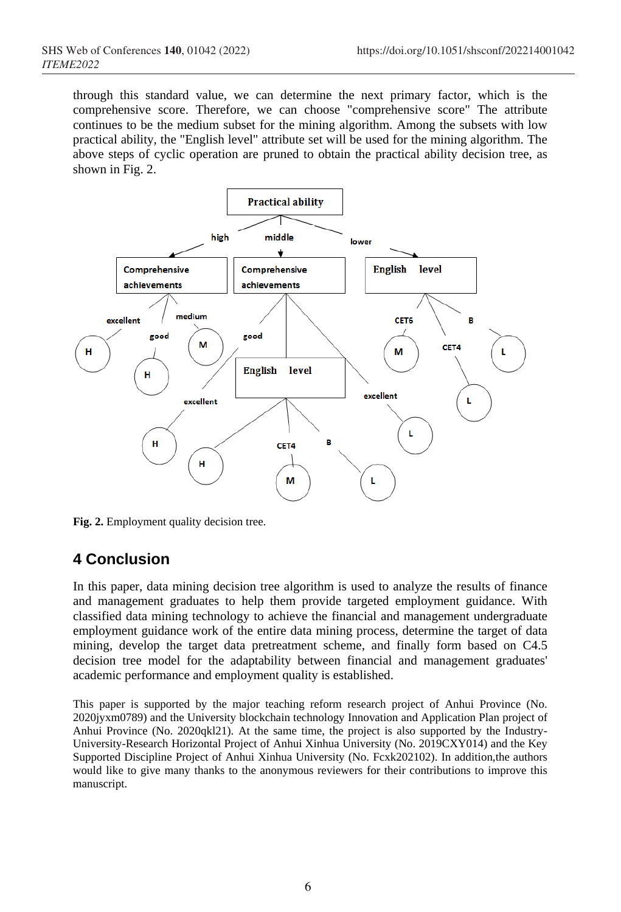through this standard value, we can determine the next primary factor, which is the comprehensive score. Therefore, we can choose "comprehensive score" The attribute continues to be the medium subset for the mining algorithm. Among the subsets with low practical ability, the "English level" attribute set will be used for the mining algorithm. The above steps of cyclic operation are pruned to obtain the practical ability decision tree, as shown in Fig. 2.

**Fig. 2.** Employment quality decision tree.

## 4 Conclusion

In this paper, data mining decision tree algorithm is used to analyze the results of finance and management graduates to help them provide targeted employment guidance. With classified data mining technology to achieve the financial and management undergraduate employment guidance work of the entire data mining process, determine the target of data mining, develop the target data pretreatment scheme, and finally form based on C4.5 decision tree model for the adaptability between financial and management graduates' academic performance and employment quality is established.

This paper is supported by the major teaching reform research project of Anhui Province (No. 2020jyxm0789) and the University blockchain technology Innovation and Application Plan project of Anhui Province (No. 2020qkl21). At the same time, the project is also supported by the Industry-University-Research Horizontal Project of Anhui Xinhua University (No. 2019CXY014) and the Key Supported Discipline Project of Anhui Xinhua University (No. Fcxk202102). In addition,the authors would like to give many thanks to the anonymous reviewers for their contributions to improve this manuscript.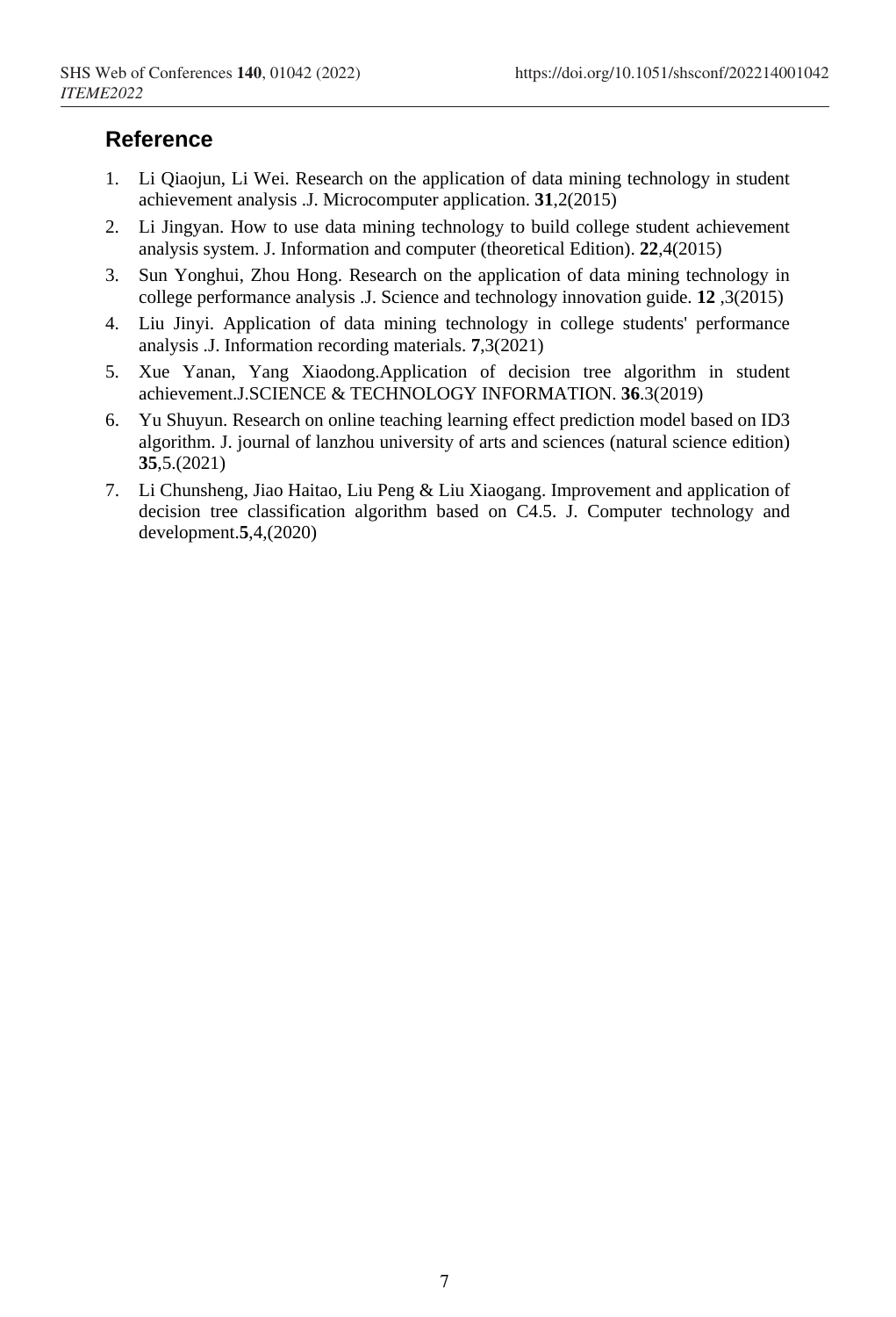## Reference

1. Li Qiaojun, Li Wei. Research on the application of data mining technology in student achievement analysis .J. Microcomputer application. **31**,2(2015)
2. Li Jingyan. How to use data mining technology to build college student achievement analysis system. J. Information and computer (theoretical Edition). **22**,4(2015)
3. Sun Yonghui, Zhou Hong. Research on the application of data mining technology in college performance analysis .J. Science and technology innovation guide. **12** ,3(2015)
4. Liu Jinyi. Application of data mining technology in college students' performance analysis .J. Information recording materials. **7**,3(2021)
5. Xue Yanan, Yang Xiaodong.Application of decision tree algorithm in student achievement.J.SCIENCE & TECHNOLOGY INFORMATION. **36**.3(2019)
6. Yu Shuyun. Research on online teaching learning effect prediction model based on ID3 algorithm. J. journal of lanzhou university of arts and sciences (natural science edition) **35**,5.(2021)
7. Li Chunsheng, Jiao Haitao, Liu Peng & Liu Xiaogang. Improvement and application of decision tree classification algorithm based on C4.5. J. Computer technology and development.**5**,4,(2020)